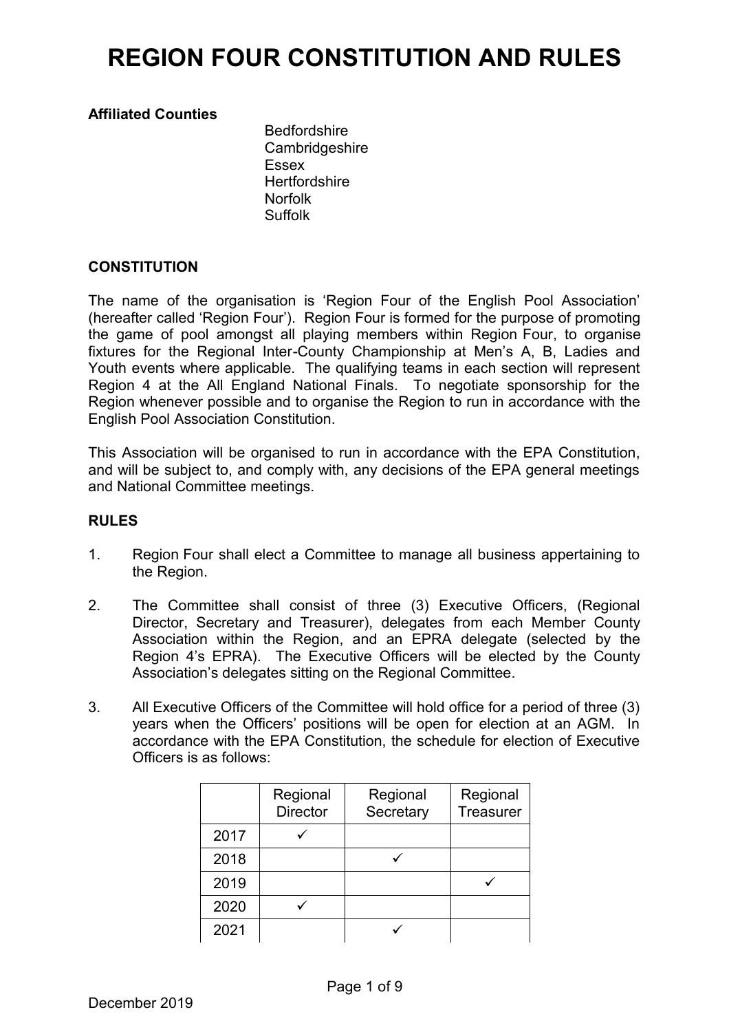# REGION FOUR CONSTITUTION AND RULES

**Affiliated Counties**

Bedfordshire
Cambridgeshire
Essex
Hertfordshire
Norfolk
Suffolk

**CONSTITUTION**

The name of the organisation is 'Region Four of the English Pool Association' (hereafter called 'Region Four'). Region Four is formed for the purpose of promoting the game of pool amongst all playing members within Region Four, to organise fixtures for the Regional Inter-County Championship at Men's A, B, Ladies and Youth events where applicable. The qualifying teams in each section will represent Region 4 at the All England National Finals. To negotiate sponsorship for the Region whenever possible and to organise the Region to run in accordance with the English Pool Association Constitution.

This Association will be organised to run in accordance with the EPA Constitution, and will be subject to, and comply with, any decisions of the EPA general meetings and National Committee meetings.

**RULES**

1. Region Four shall elect a Committee to manage all business appertaining to the Region.

2. The Committee shall consist of three (3) Executive Officers, (Regional Director, Secretary and Treasurer), delegates from each Member County Association within the Region, and an EPRA delegate (selected by the Region 4's EPRA). The Executive Officers will be elected by the County Association's delegates sitting on the Regional Committee.

3. All Executive Officers of the Committee will hold office for a period of three (3) years when the Officers' positions will be open for election at an AGM. In accordance with the EPA Constitution, the schedule for election of Executive Officers is as follows:

| | Regional Director | Regional Secretary | Regional Treasurer |
|---|---|---|---|
| 2017 | ✓ | | |
| 2018 | | ✓ | |
| 2019 | | | ✓ |
| 2020 | ✓ | | |
| 2021 | | ✓ | |

December 2019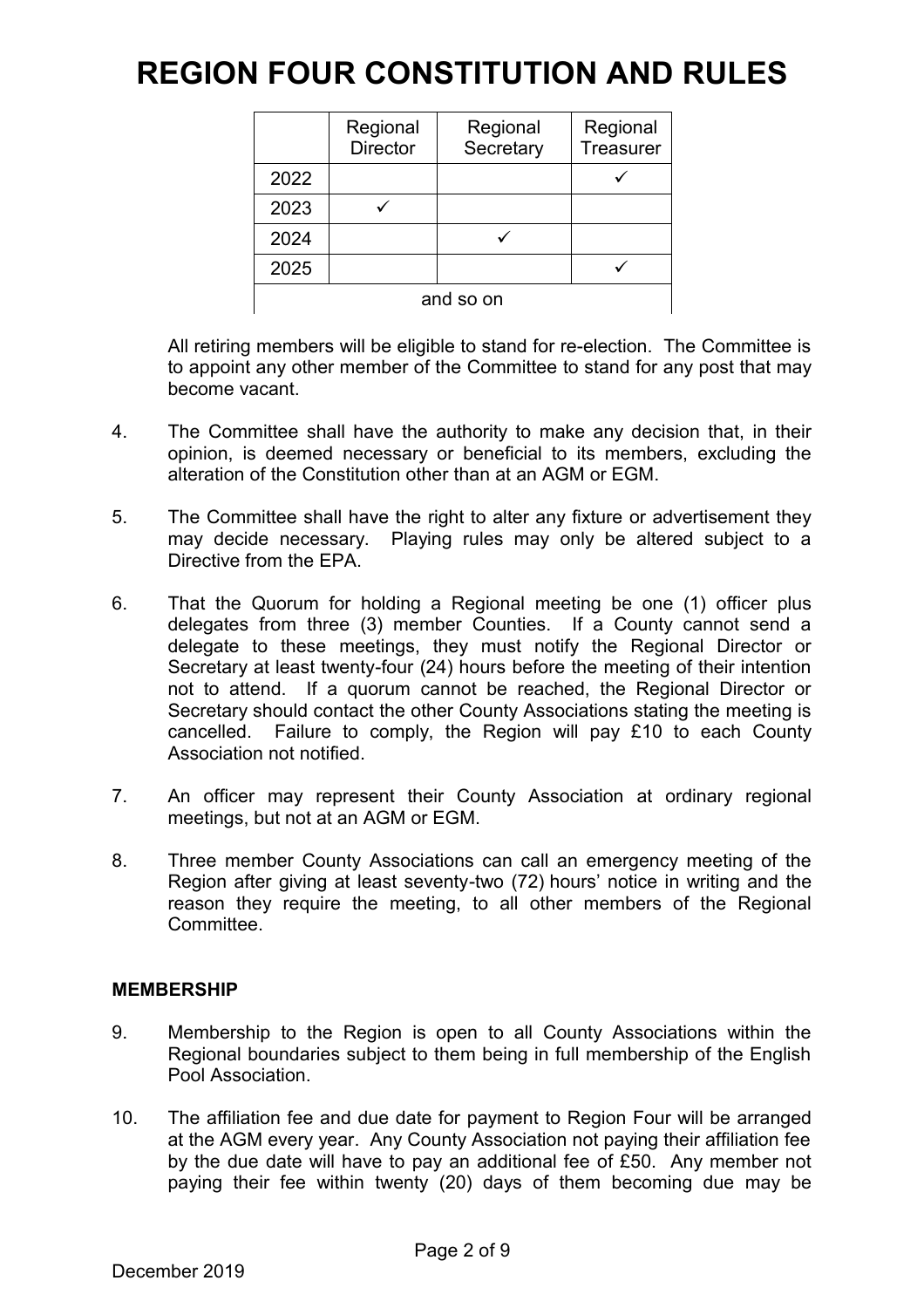# REGION FOUR CONSTITUTION AND RULES

| | Regional Director | Regional Secretary | Regional Treasurer |
|---|---|---|---|
| 2022 | | | ✓ |
| 2023 | ✓ | | |
| 2024 | | ✓ | |
| 2025 | | | ✓ |
| and so on | | | |

All retiring members will be eligible to stand for re-election. The Committee is to appoint any other member of the Committee to stand for any post that may become vacant.

4. The Committee shall have the authority to make any decision that, in their opinion, is deemed necessary or beneficial to its members, excluding the alteration of the Constitution other than at an AGM or EGM.

5. The Committee shall have the right to alter any fixture or advertisement they may decide necessary. Playing rules may only be altered subject to a Directive from the EPA.

6. That the Quorum for holding a Regional meeting be one (1) officer plus delegates from three (3) member Counties. If a County cannot send a delegate to these meetings, they must notify the Regional Director or Secretary at least twenty-four (24) hours before the meeting of their intention not to attend. If a quorum cannot be reached, the Regional Director or Secretary should contact the other County Associations stating the meeting is cancelled. Failure to comply, the Region will pay £10 to each County Association not notified.

7. An officer may represent their County Association at ordinary regional meetings, but not at an AGM or EGM.

8. Three member County Associations can call an emergency meeting of the Region after giving at least seventy-two (72) hours' notice in writing and the reason they require the meeting, to all other members of the Regional Committee.

**MEMBERSHIP**

9. Membership to the Region is open to all County Associations within the Regional boundaries subject to them being in full membership of the English Pool Association.

10. The affiliation fee and due date for payment to Region Four will be arranged at the AGM every year. Any County Association not paying their affiliation fee by the due date will have to pay an additional fee of £50. Any member not paying their fee within twenty (20) days of them becoming due may be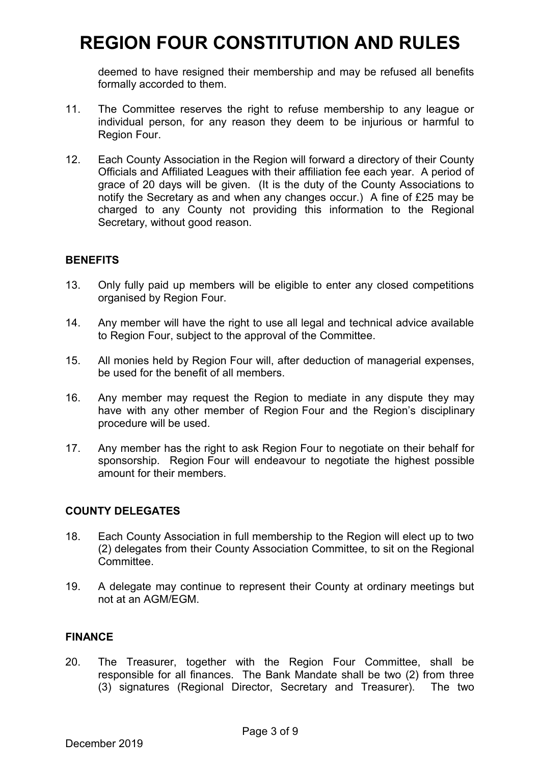deemed to have resigned their membership and may be refused all benefits formally accorded to them.

11. The Committee reserves the right to refuse membership to any league or individual person, for any reason they deem to be injurious or harmful to Region Four.

12. Each County Association in the Region will forward a directory of their County Officials and Affiliated Leagues with their affiliation fee each year. A period of grace of 20 days will be given. (It is the duty of the County Associations to notify the Secretary as and when any changes occur.) A fine of £25 may be charged to any County not providing this information to the Regional Secretary, without good reason.

## BENEFITS

13. Only fully paid up members will be eligible to enter any closed competitions organised by Region Four.

14. Any member will have the right to use all legal and technical advice available to Region Four, subject to the approval of the Committee.

15. All monies held by Region Four will, after deduction of managerial expenses, be used for the benefit of all members.

16. Any member may request the Region to mediate in any dispute they may have with any other member of Region Four and the Region's disciplinary procedure will be used.

17. Any member has the right to ask Region Four to negotiate on their behalf for sponsorship. Region Four will endeavour to negotiate the highest possible amount for their members.

## COUNTY DELEGATES

18. Each County Association in full membership to the Region will elect up to two (2) delegates from their County Association Committee, to sit on the Regional Committee.

19. A delegate may continue to represent their County at ordinary meetings but not at an AGM/EGM.

## FINANCE

20. The Treasurer, together with the Region Four Committee, shall be responsible for all finances. The Bank Mandate shall be two (2) from three (3) signatures (Regional Director, Secretary and Treasurer). The two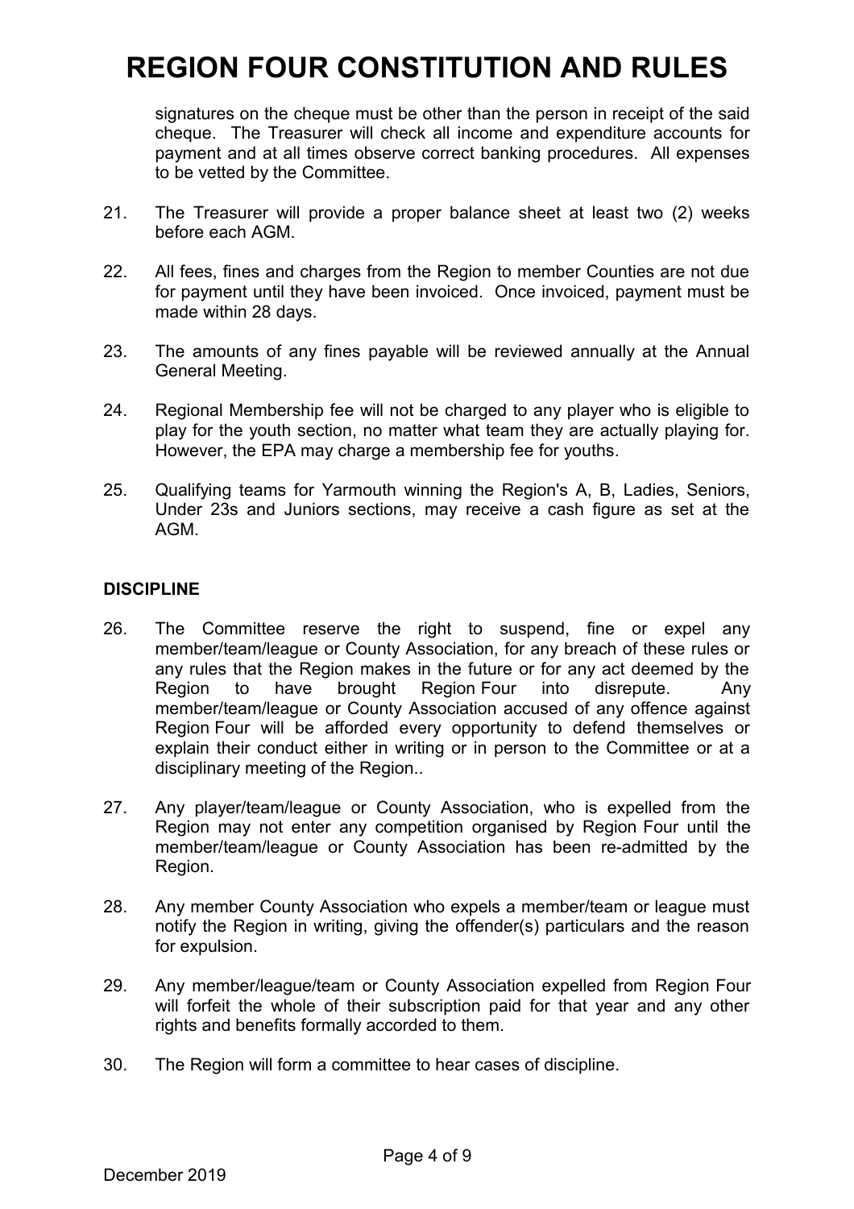signatures on the cheque must be other than the person in receipt of the said cheque. The Treasurer will check all income and expenditure accounts for payment and at all times observe correct banking procedures. All expenses to be vetted by the Committee.

21. The Treasurer will provide a proper balance sheet at least two (2) weeks before each AGM.

22. All fees, fines and charges from the Region to member Counties are not due for payment until they have been invoiced. Once invoiced, payment must be made within 28 days.

23. The amounts of any fines payable will be reviewed annually at the Annual General Meeting.

24. Regional Membership fee will not be charged to any player who is eligible to play for the youth section, no matter what team they are actually playing for. However, the EPA may charge a membership fee for youths.

25. Qualifying teams for Yarmouth winning the Region's A, B, Ladies, Seniors, Under 23s and Juniors sections, may receive a cash figure as set at the AGM.

**DISCIPLINE**

26. The Committee reserve the right to suspend, fine or expel any member/team/league or County Association, for any breach of these rules or any rules that the Region makes in the future or for any act deemed by the Region to have brought Region Four into disrepute. Any member/team/league or County Association accused of any offence against Region Four will be afforded every opportunity to defend themselves or explain their conduct either in writing or in person to the Committee or at a disciplinary meeting of the Region..

27. Any player/team/league or County Association, who is expelled from the Region may not enter any competition organised by Region Four until the member/team/league or County Association has been re-admitted by the Region.

28. Any member County Association who expels a member/team or league must notify the Region in writing, giving the offender(s) particulars and the reason for expulsion.

29. Any member/league/team or County Association expelled from Region Four will forfeit the whole of their subscription paid for that year and any other rights and benefits formally accorded to them.

30. The Region will form a committee to hear cases of discipline.

December 2019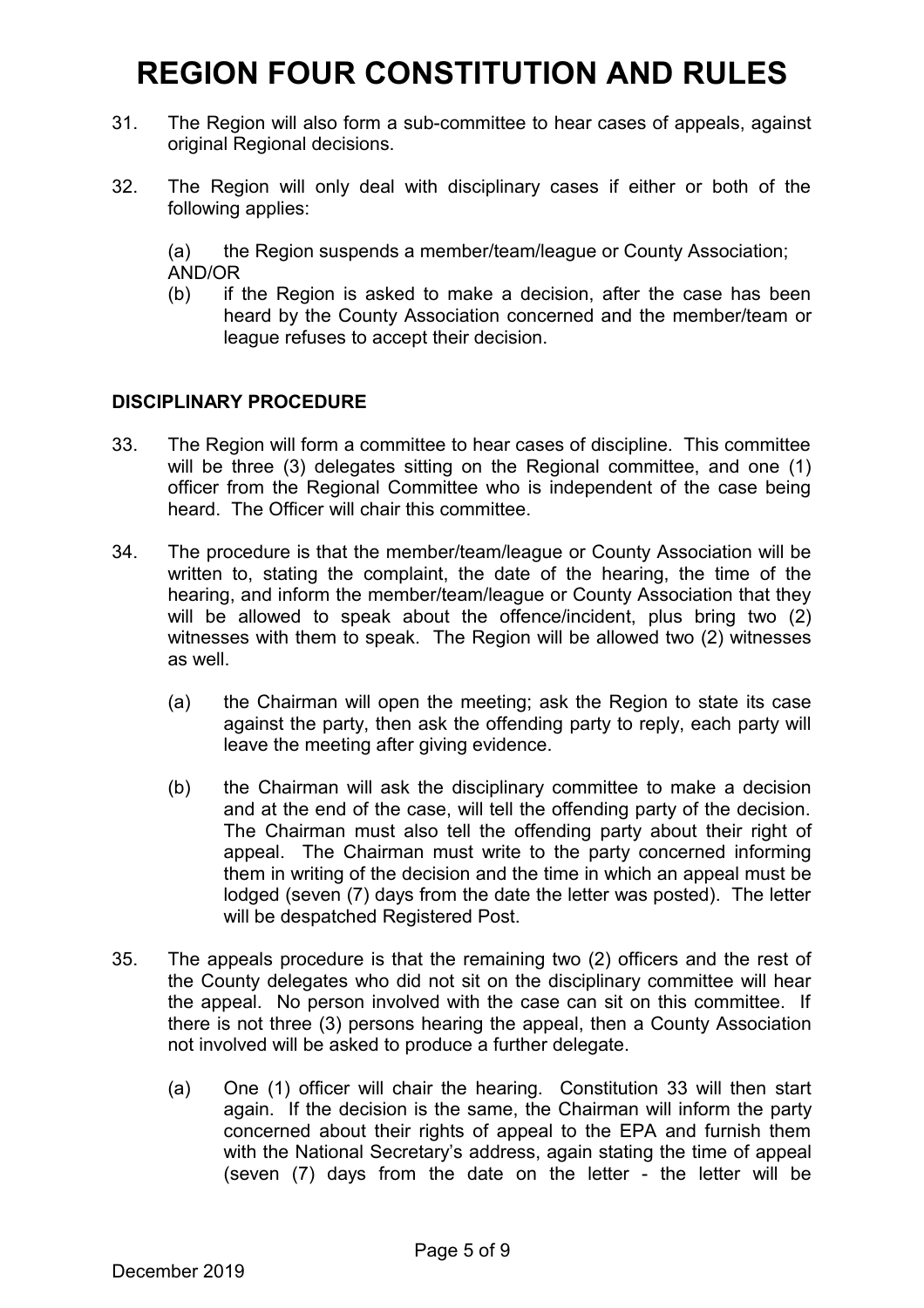31. The Region will also form a sub-committee to hear cases of appeals, against original Regional decisions.

32. The Region will only deal with disciplinary cases if either or both of the following applies:

    (a) the Region suspends a member/team/league or County Association;
    AND/OR
    (b) if the Region is asked to make a decision, after the case has been heard by the County Association concerned and the member/team or league refuses to accept their decision.

**DISCIPLINARY PROCEDURE**

33. The Region will form a committee to hear cases of discipline. This committee will be three (3) delegates sitting on the Regional committee, and one (1) officer from the Regional Committee who is independent of the case being heard. The Officer will chair this committee.

34. The procedure is that the member/team/league or County Association will be written to, stating the complaint, the date of the hearing, the time of the hearing, and inform the member/team/league or County Association that they will be allowed to speak about the offence/incident, plus bring two (2) witnesses with them to speak. The Region will be allowed two (2) witnesses as well.

    (a) the Chairman will open the meeting; ask the Region to state its case against the party, then ask the offending party to reply, each party will leave the meeting after giving evidence.

    (b) the Chairman will ask the disciplinary committee to make a decision and at the end of the case, will tell the offending party of the decision. The Chairman must also tell the offending party about their right of appeal. The Chairman must write to the party concerned informing them in writing of the decision and the time in which an appeal must be lodged (seven (7) days from the date the letter was posted). The letter will be despatched Registered Post.

35. The appeals procedure is that the remaining two (2) officers and the rest of the County delegates who did not sit on the disciplinary committee will hear the appeal. No person involved with the case can sit on this committee. If there is not three (3) persons hearing the appeal, then a County Association not involved will be asked to produce a further delegate.

    (a) One (1) officer will chair the hearing. Constitution 33 will then start again. If the decision is the same, the Chairman will inform the party concerned about their rights of appeal to the EPA and furnish them with the National Secretary's address, again stating the time of appeal (seven (7) days from the date on the letter - the letter will be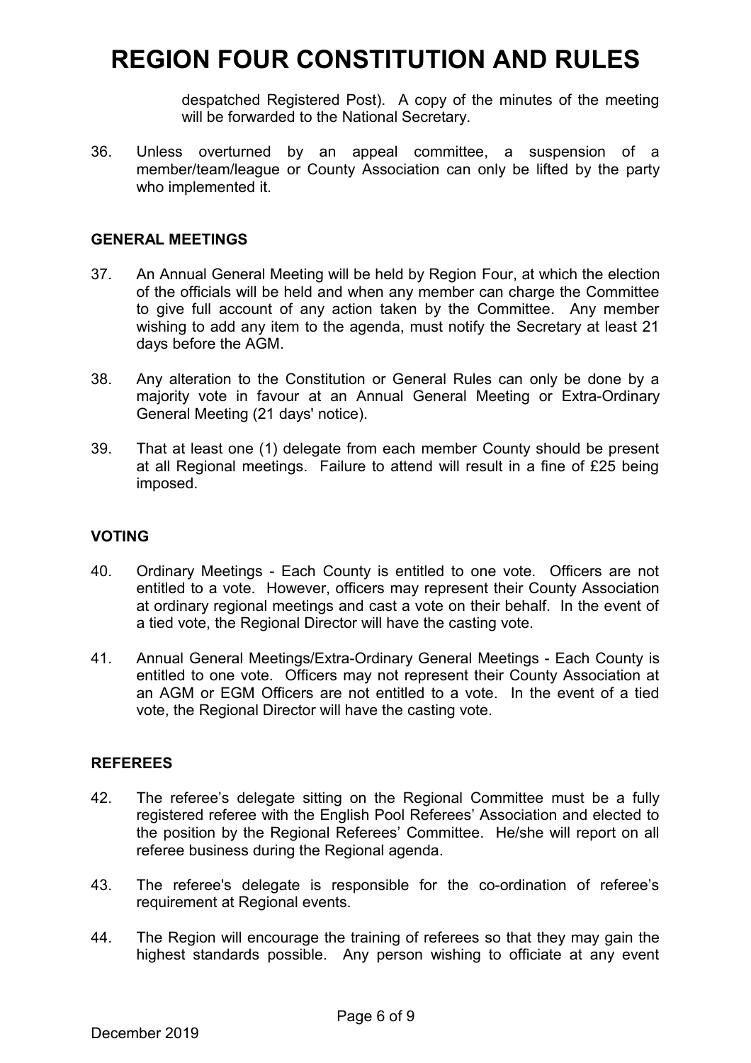despatched Registered Post). A copy of the minutes of the meeting will be forwarded to the National Secretary.

36. Unless overturned by an appeal committee, a suspension of a member/team/league or County Association can only be lifted by the party who implemented it.

**GENERAL MEETINGS**

37. An Annual General Meeting will be held by Region Four, at which the election of the officials will be held and when any member can charge the Committee to give full account of any action taken by the Committee. Any member wishing to add any item to the agenda, must notify the Secretary at least 21 days before the AGM.

38. Any alteration to the Constitution or General Rules can only be done by a majority vote in favour at an Annual General Meeting or Extra-Ordinary General Meeting (21 days' notice).

39. That at least one (1) delegate from each member County should be present at all Regional meetings. Failure to attend will result in a fine of £25 being imposed.

**VOTING**

40. Ordinary Meetings - Each County is entitled to one vote. Officers are not entitled to a vote. However, officers may represent their County Association at ordinary regional meetings and cast a vote on their behalf. In the event of a tied vote, the Regional Director will have the casting vote.

41. Annual General Meetings/Extra-Ordinary General Meetings - Each County is entitled to one vote. Officers may not represent their County Association at an AGM or EGM Officers are not entitled to a vote. In the event of a tied vote, the Regional Director will have the casting vote.

**REFEREES**

42. The referee's delegate sitting on the Regional Committee must be a fully registered referee with the English Pool Referees' Association and elected to the position by the Regional Referees' Committee. He/she will report on all referee business during the Regional agenda.

43. The referee's delegate is responsible for the co-ordination of referee's requirement at Regional events.

44. The Region will encourage the training of referees so that they may gain the highest standards possible. Any person wishing to officiate at any event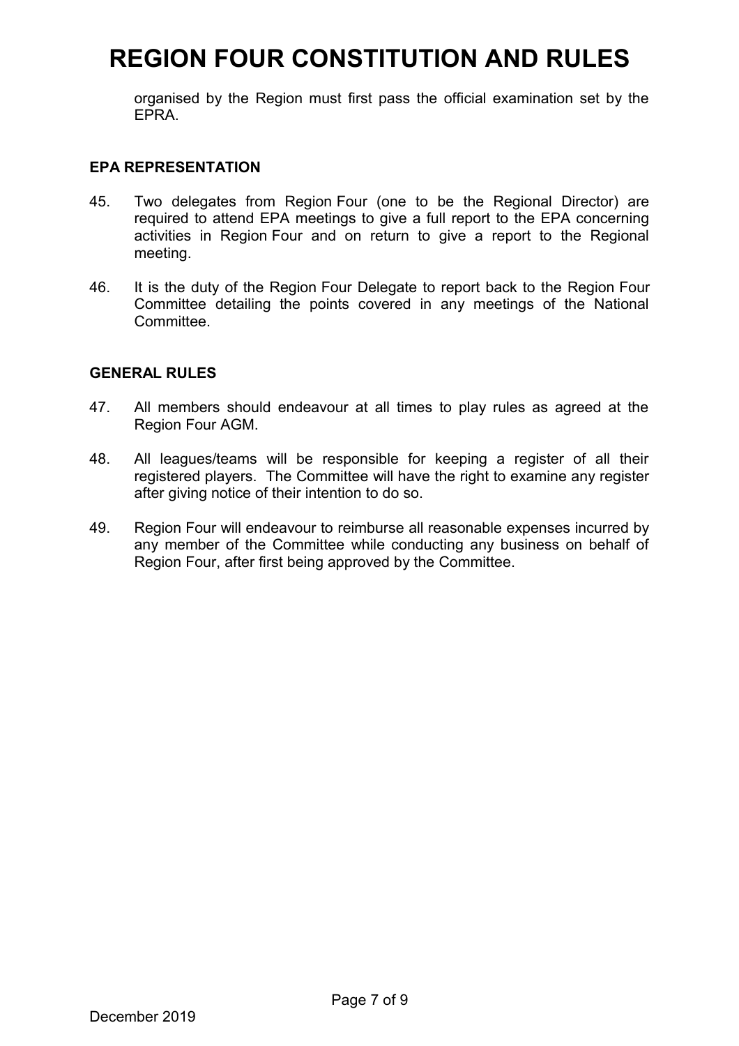organised by the Region must first pass the official examination set by the EPRA.

### EPA REPRESENTATION

45. Two delegates from Region Four (one to be the Regional Director) are required to attend EPA meetings to give a full report to the EPA concerning activities in Region Four and on return to give a report to the Regional meeting.

46. It is the duty of the Region Four Delegate to report back to the Region Four Committee detailing the points covered in any meetings of the National Committee.

### GENERAL RULES

47. All members should endeavour at all times to play rules as agreed at the Region Four AGM.

48. All leagues/teams will be responsible for keeping a register of all their registered players. The Committee will have the right to examine any register after giving notice of their intention to do so.

49. Region Four will endeavour to reimburse all reasonable expenses incurred by any member of the Committee while conducting any business on behalf of Region Four, after first being approved by the Committee.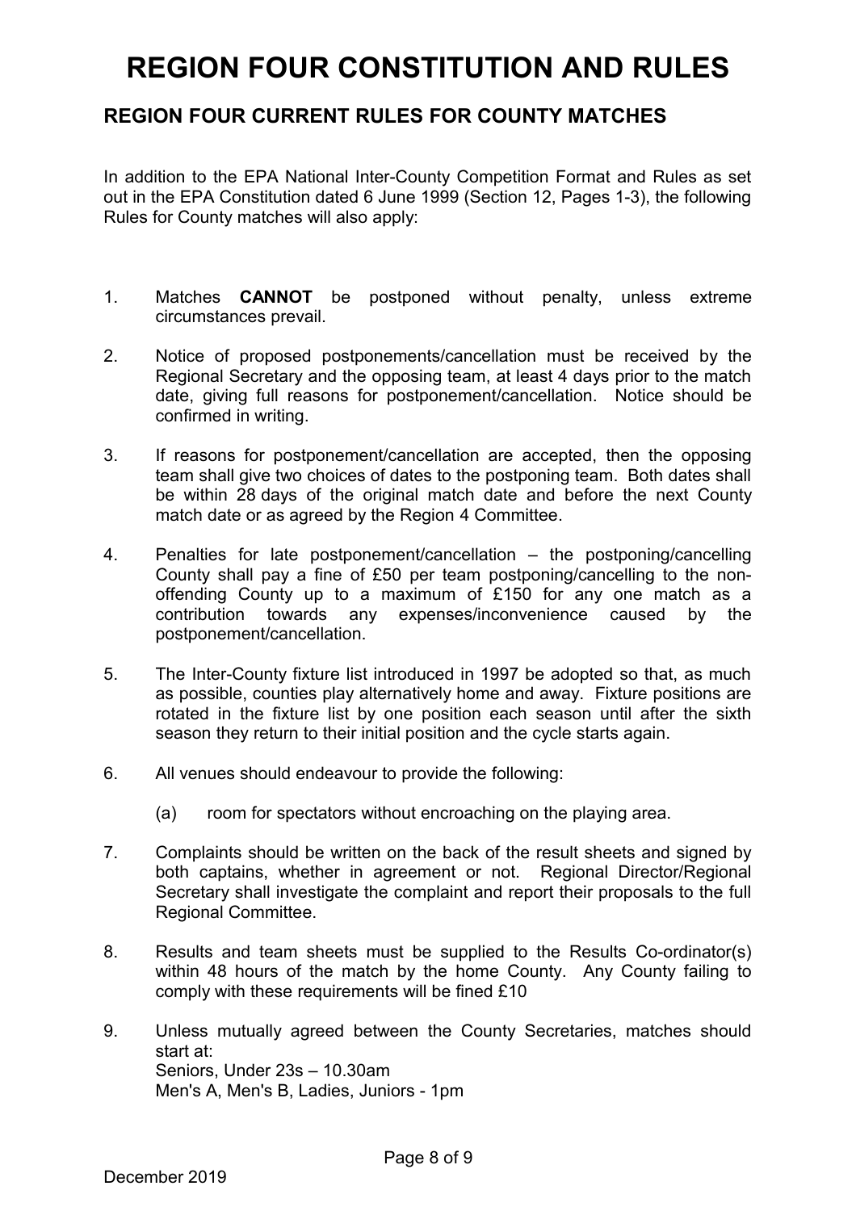# REGION FOUR CONSTITUTION AND RULES

## REGION FOUR CURRENT RULES FOR COUNTY MATCHES

In addition to the EPA National Inter-County Competition Format and Rules as set out in the EPA Constitution dated 6 June 1999 (Section 12, Pages 1-3), the following Rules for County matches will also apply:

1. Matches **CANNOT** be postponed without penalty, unless extreme circumstances prevail.

2. Notice of proposed postponements/cancellation must be received by the Regional Secretary and the opposing team, at least 4 days prior to the match date, giving full reasons for postponement/cancellation. Notice should be confirmed in writing.

3. If reasons for postponement/cancellation are accepted, then the opposing team shall give two choices of dates to the postponing team. Both dates shall be within 28 days of the original match date and before the next County match date or as agreed by the Region 4 Committee.

4. Penalties for late postponement/cancellation – the postponing/cancelling County shall pay a fine of £50 per team postponing/cancelling to the non-offending County up to a maximum of £150 for any one match as a contribution towards any expenses/inconvenience caused by the postponement/cancellation.

5. The Inter-County fixture list introduced in 1997 be adopted so that, as much as possible, counties play alternatively home and away. Fixture positions are rotated in the fixture list by one position each season until after the sixth season they return to their initial position and the cycle starts again.

6. All venues should endeavour to provide the following:

   (a) room for spectators without encroaching on the playing area.

7. Complaints should be written on the back of the result sheets and signed by both captains, whether in agreement or not. Regional Director/Regional Secretary shall investigate the complaint and report their proposals to the full Regional Committee.

8. Results and team sheets must be supplied to the Results Co-ordinator(s) within 48 hours of the match by the home County. Any County failing to comply with these requirements will be fined £10

9. Unless mutually agreed between the County Secretaries, matches should start at:
   Seniors, Under 23s – 10.30am
   Men's A, Men's B, Ladies, Juniors - 1pm

December 2019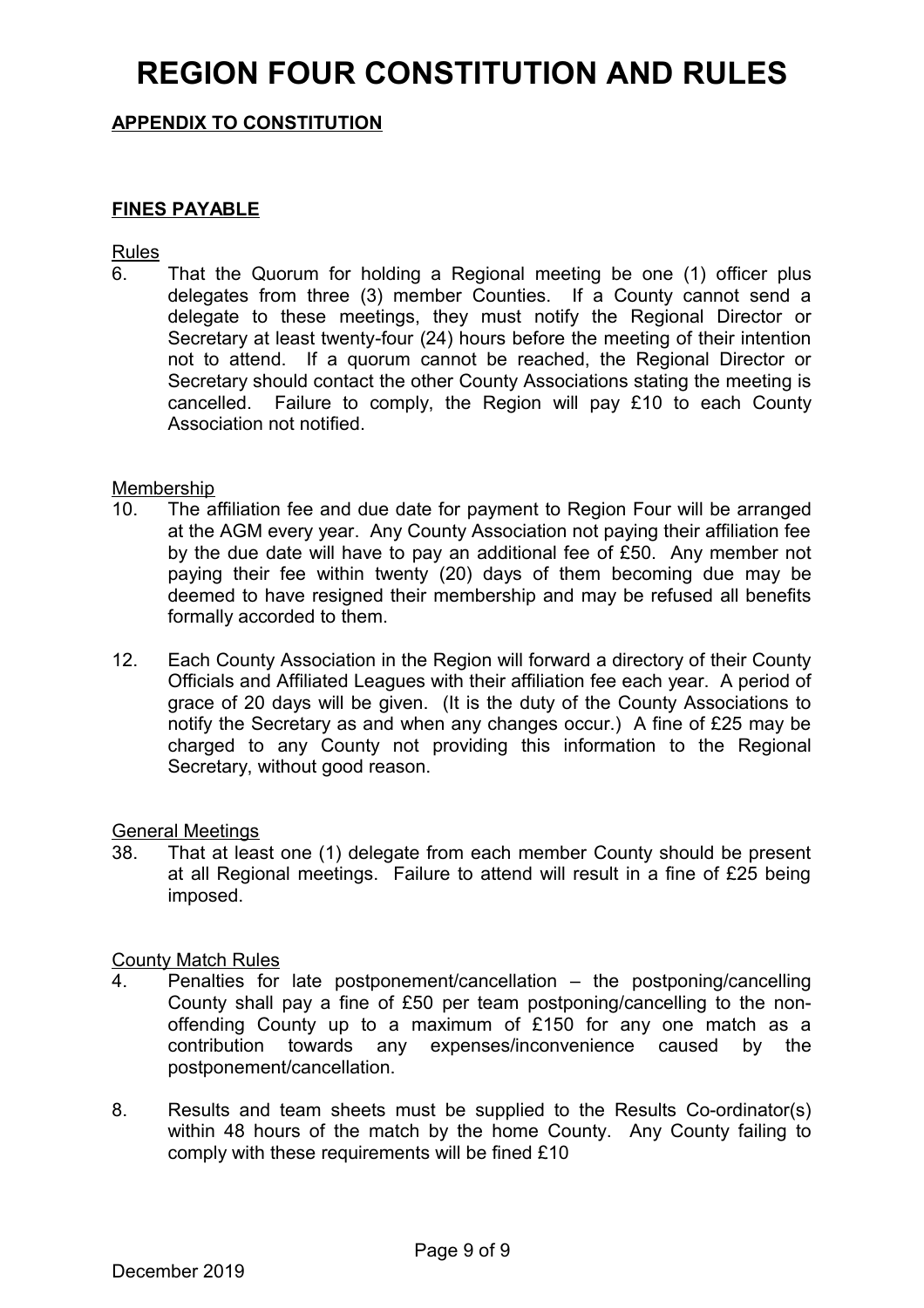# REGION FOUR CONSTITUTION AND RULES

**APPENDIX TO CONSTITUTION**

**FINES PAYABLE**

Rules

6. That the Quorum for holding a Regional meeting be one (1) officer plus delegates from three (3) member Counties. If a County cannot send a delegate to these meetings, they must notify the Regional Director or Secretary at least twenty-four (24) hours before the meeting of their intention not to attend. If a quorum cannot be reached, the Regional Director or Secretary should contact the other County Associations stating the meeting is cancelled. Failure to comply, the Region will pay £10 to each County Association not notified.

Membership

10. The affiliation fee and due date for payment to Region Four will be arranged at the AGM every year. Any County Association not paying their affiliation fee by the due date will have to pay an additional fee of £50. Any member not paying their fee within twenty (20) days of them becoming due may be deemed to have resigned their membership and may be refused all benefits formally accorded to them.

12. Each County Association in the Region will forward a directory of their County Officials and Affiliated Leagues with their affiliation fee each year. A period of grace of 20 days will be given. (It is the duty of the County Associations to notify the Secretary as and when any changes occur.) A fine of £25 may be charged to any County not providing this information to the Regional Secretary, without good reason.

General Meetings

38. That at least one (1) delegate from each member County should be present at all Regional meetings. Failure to attend will result in a fine of £25 being imposed.

County Match Rules

4. Penalties for late postponement/cancellation – the postponing/cancelling County shall pay a fine of £50 per team postponing/cancelling to the non-offending County up to a maximum of £150 for any one match as a contribution towards any expenses/inconvenience caused by the postponement/cancellation.

8. Results and team sheets must be supplied to the Results Co-ordinator(s) within 48 hours of the match by the home County. Any County failing to comply with these requirements will be fined £10

December 2019